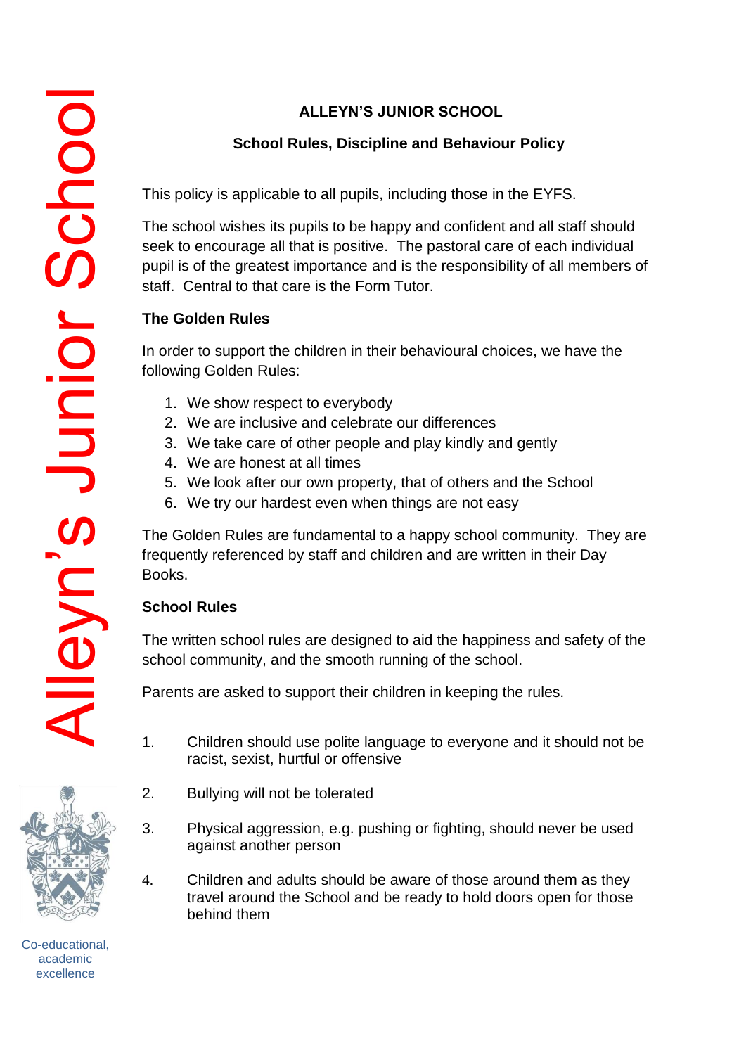# ALLEYN'S JUNIOR SCHOOL

## School Rules, Discipline and Behaviour Policy

This policy is applicable to all pupils, including those in the EYFS.

The school wishes its pupils to be happy and confident and all staff should seek to encourage all that is positive. The pastoral care of each individual pupil is of the greatest importance and is the responsibility of all members of staff. Central to that care is the Form Tutor.

### The Golden Rules

In order to support the children in their behavioural choices, we have the following Golden Rules:

1. We show respect to everybody
2. We are inclusive and celebrate our differences
3. We take care of other people and play kindly and gently
4. We are honest at all times
5. We look after our own property, that of others and the School
6. We try our hardest even when things are not easy

The Golden Rules are fundamental to a happy school community. They are frequently referenced by staff and children and are written in their Day Books.

### School Rules

The written school rules are designed to aid the happiness and safety of the school community, and the smooth running of the school.

Parents are asked to support their children in keeping the rules.

1. Children should use polite language to everyone and it should not be racist, sexist, hurtful or offensive
2. Bullying will not be tolerated
3. Physical aggression, e.g. pushing or fighting, should never be used against another person
4. Children and adults should be aware of those around them as they travel around the School and be ready to hold doors open for those behind them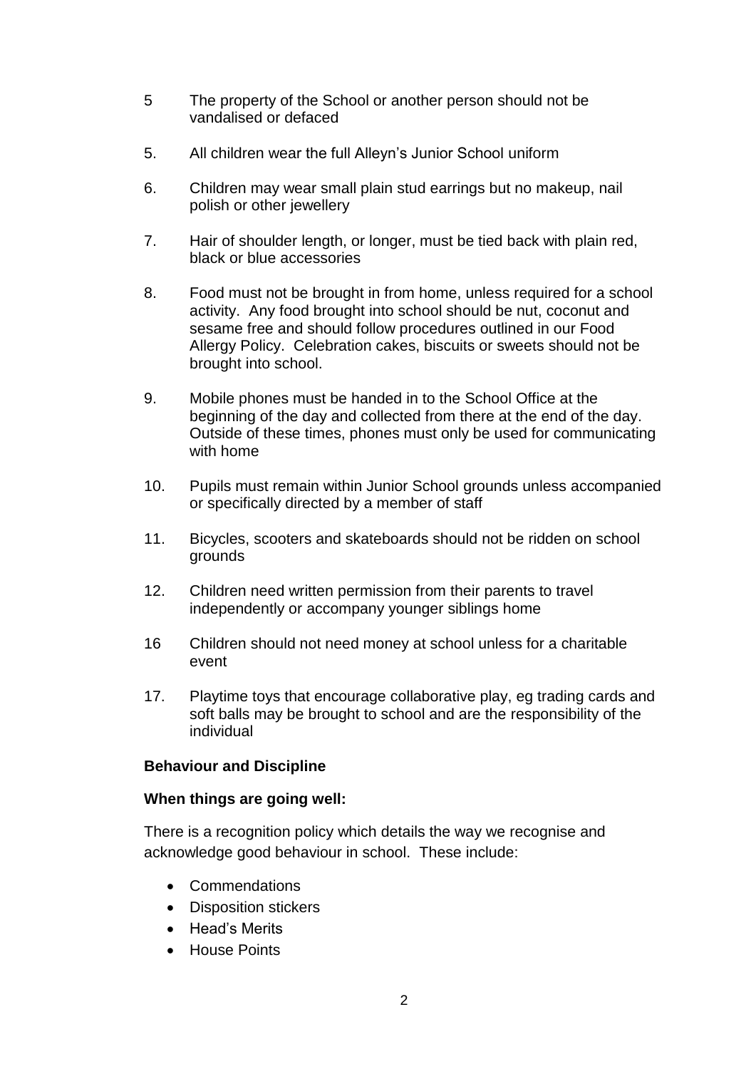5 The property of the School or another person should not be vandalised or defaced

5. All children wear the full Alleyn's Junior School uniform

6. Children may wear small plain stud earrings but no makeup, nail polish or other jewellery

7. Hair of shoulder length, or longer, must be tied back with plain red, black or blue accessories

8. Food must not be brought in from home, unless required for a school activity. Any food brought into school should be nut, coconut and sesame free and should follow procedures outlined in our Food Allergy Policy. Celebration cakes, biscuits or sweets should not be brought into school.

9. Mobile phones must be handed in to the School Office at the beginning of the day and collected from there at the end of the day. Outside of these times, phones must only be used for communicating with home

10. Pupils must remain within Junior School grounds unless accompanied or specifically directed by a member of staff

11. Bicycles, scooters and skateboards should not be ridden on school grounds

12. Children need written permission from their parents to travel independently or accompany younger siblings home

16 Children should not need money at school unless for a charitable event

17. Playtime toys that encourage collaborative play, eg trading cards and soft balls may be brought to school and are the responsibility of the individual

**Behaviour and Discipline**

**When things are going well:**

There is a recognition policy which details the way we recognise and acknowledge good behaviour in school. These include:

- Commendations
- Disposition stickers
- Head's Merits
- House Points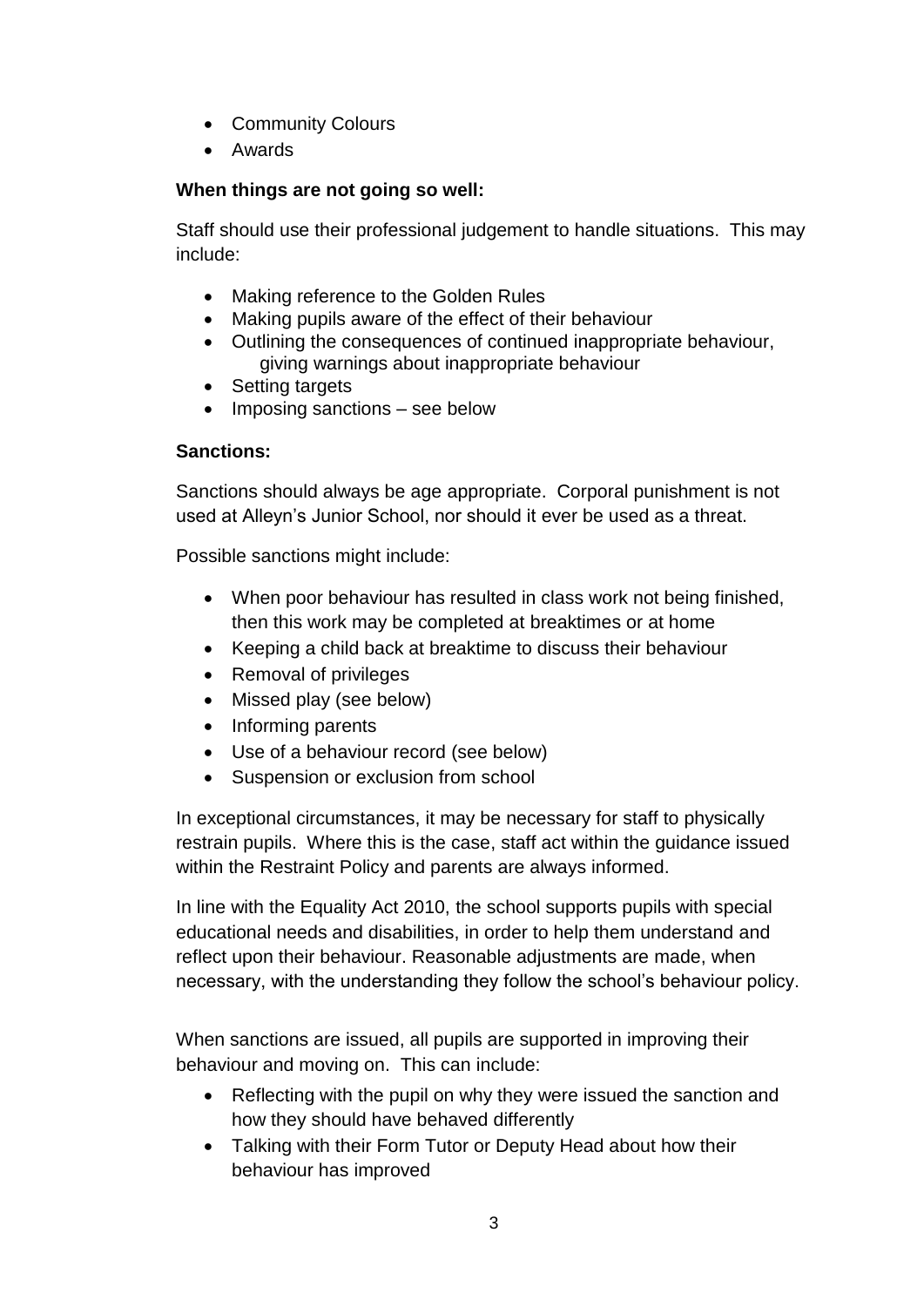- Community Colours
- Awards

**When things are not going so well:**

Staff should use their professional judgement to handle situations. This may include:

- Making reference to the Golden Rules
- Making pupils aware of the effect of their behaviour
- Outlining the consequences of continued inappropriate behaviour, giving warnings about inappropriate behaviour
- Setting targets
- Imposing sanctions – see below

**Sanctions:**

Sanctions should always be age appropriate. Corporal punishment is not used at Alleyn's Junior School, nor should it ever be used as a threat.

Possible sanctions might include:

- When poor behaviour has resulted in class work not being finished, then this work may be completed at breaktimes or at home
- Keeping a child back at breaktime to discuss their behaviour
- Removal of privileges
- Missed play (see below)
- Informing parents
- Use of a behaviour record (see below)
- Suspension or exclusion from school

In exceptional circumstances, it may be necessary for staff to physically restrain pupils. Where this is the case, staff act within the guidance issued within the Restraint Policy and parents are always informed.

In line with the Equality Act 2010, the school supports pupils with special educational needs and disabilities, in order to help them understand and reflect upon their behaviour. Reasonable adjustments are made, when necessary, with the understanding they follow the school's behaviour policy.

When sanctions are issued, all pupils are supported in improving their behaviour and moving on. This can include:

- Reflecting with the pupil on why they were issued the sanction and how they should have behaved differently
- Talking with their Form Tutor or Deputy Head about how their behaviour has improved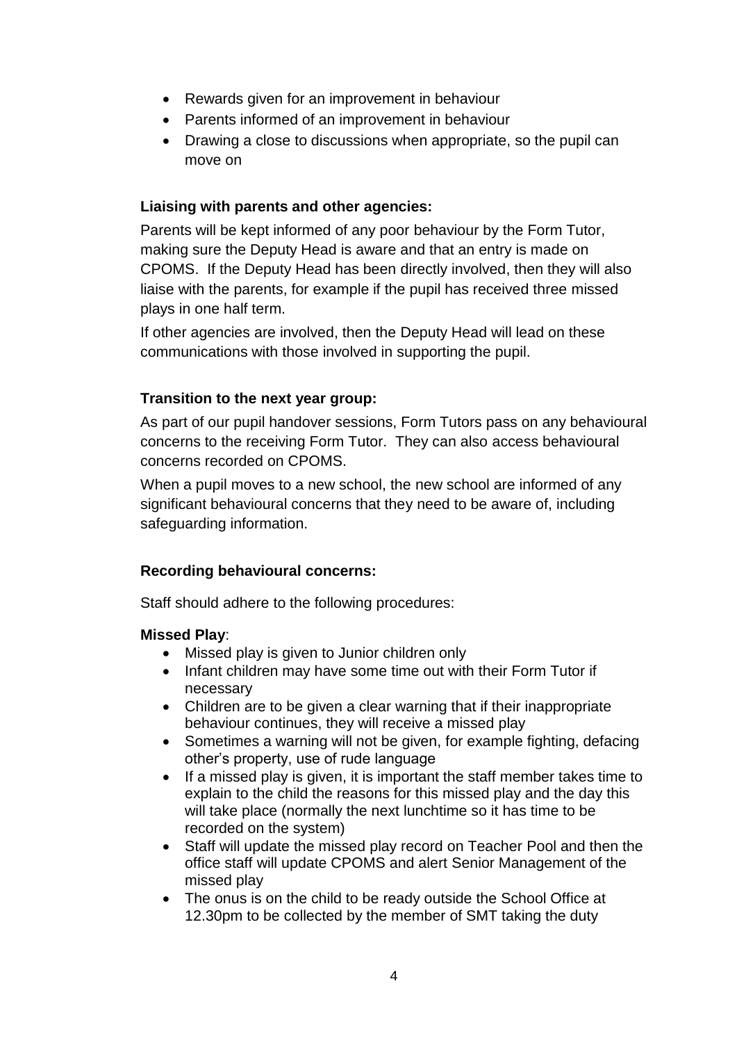- Rewards given for an improvement in behaviour
- Parents informed of an improvement in behaviour
- Drawing a close to discussions when appropriate, so the pupil can move on

**Liaising with parents and other agencies:**

Parents will be kept informed of any poor behaviour by the Form Tutor, making sure the Deputy Head is aware and that an entry is made on CPOMS. If the Deputy Head has been directly involved, then they will also liaise with the parents, for example if the pupil has received three missed plays in one half term.

If other agencies are involved, then the Deputy Head will lead on these communications with those involved in supporting the pupil.

**Transition to the next year group:**

As part of our pupil handover sessions, Form Tutors pass on any behavioural concerns to the receiving Form Tutor. They can also access behavioural concerns recorded on CPOMS.

When a pupil moves to a new school, the new school are informed of any significant behavioural concerns that they need to be aware of, including safeguarding information.

**Recording behavioural concerns:**

Staff should adhere to the following procedures:

**Missed Play**:

- Missed play is given to Junior children only
- Infant children may have some time out with their Form Tutor if necessary
- Children are to be given a clear warning that if their inappropriate behaviour continues, they will receive a missed play
- Sometimes a warning will not be given, for example fighting, defacing other's property, use of rude language
- If a missed play is given, it is important the staff member takes time to explain to the child the reasons for this missed play and the day this will take place (normally the next lunchtime so it has time to be recorded on the system)
- Staff will update the missed play record on Teacher Pool and then the office staff will update CPOMS and alert Senior Management of the missed play
- The onus is on the child to be ready outside the School Office at 12.30pm to be collected by the member of SMT taking the duty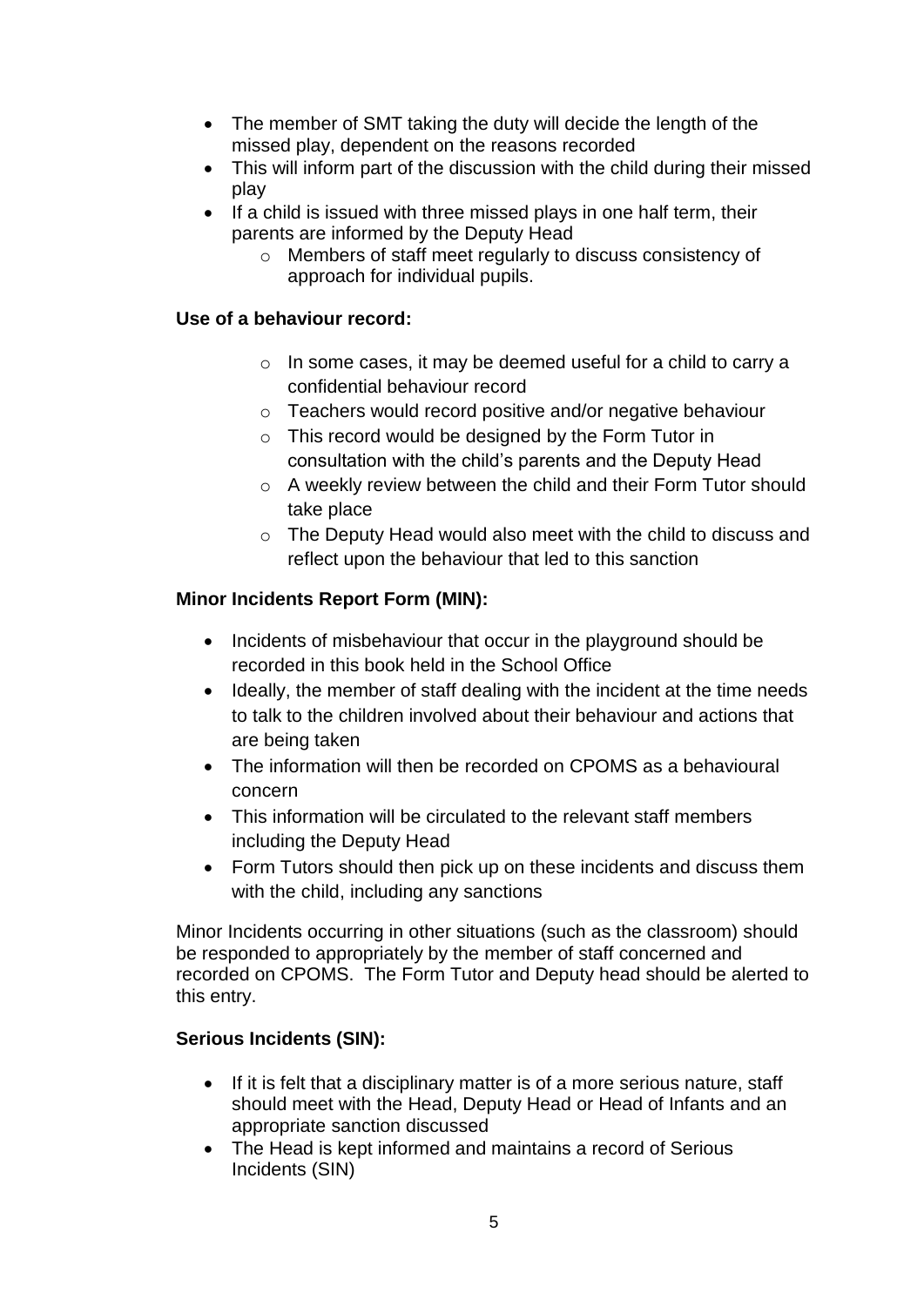- The member of SMT taking the duty will decide the length of the missed play, dependent on the reasons recorded
- This will inform part of the discussion with the child during their missed play
- If a child is issued with three missed plays in one half term, their parents are informed by the Deputy Head
    - Members of staff meet regularly to discuss consistency of approach for individual pupils.

**Use of a behaviour record:**

- In some cases, it may be deemed useful for a child to carry a confidential behaviour record
- Teachers would record positive and/or negative behaviour
- This record would be designed by the Form Tutor in consultation with the child's parents and the Deputy Head
- A weekly review between the child and their Form Tutor should take place
- The Deputy Head would also meet with the child to discuss and reflect upon the behaviour that led to this sanction

**Minor Incidents Report Form (MIN):**

- Incidents of misbehaviour that occur in the playground should be recorded in this book held in the School Office
- Ideally, the member of staff dealing with the incident at the time needs to talk to the children involved about their behaviour and actions that are being taken
- The information will then be recorded on CPOMS as a behavioural concern
- This information will be circulated to the relevant staff members including the Deputy Head
- Form Tutors should then pick up on these incidents and discuss them with the child, including any sanctions

Minor Incidents occurring in other situations (such as the classroom) should be responded to appropriately by the member of staff concerned and recorded on CPOMS. The Form Tutor and Deputy head should be alerted to this entry.

**Serious Incidents (SIN):**

- If it is felt that a disciplinary matter is of a more serious nature, staff should meet with the Head, Deputy Head or Head of Infants and an appropriate sanction discussed
- The Head is kept informed and maintains a record of Serious Incidents (SIN)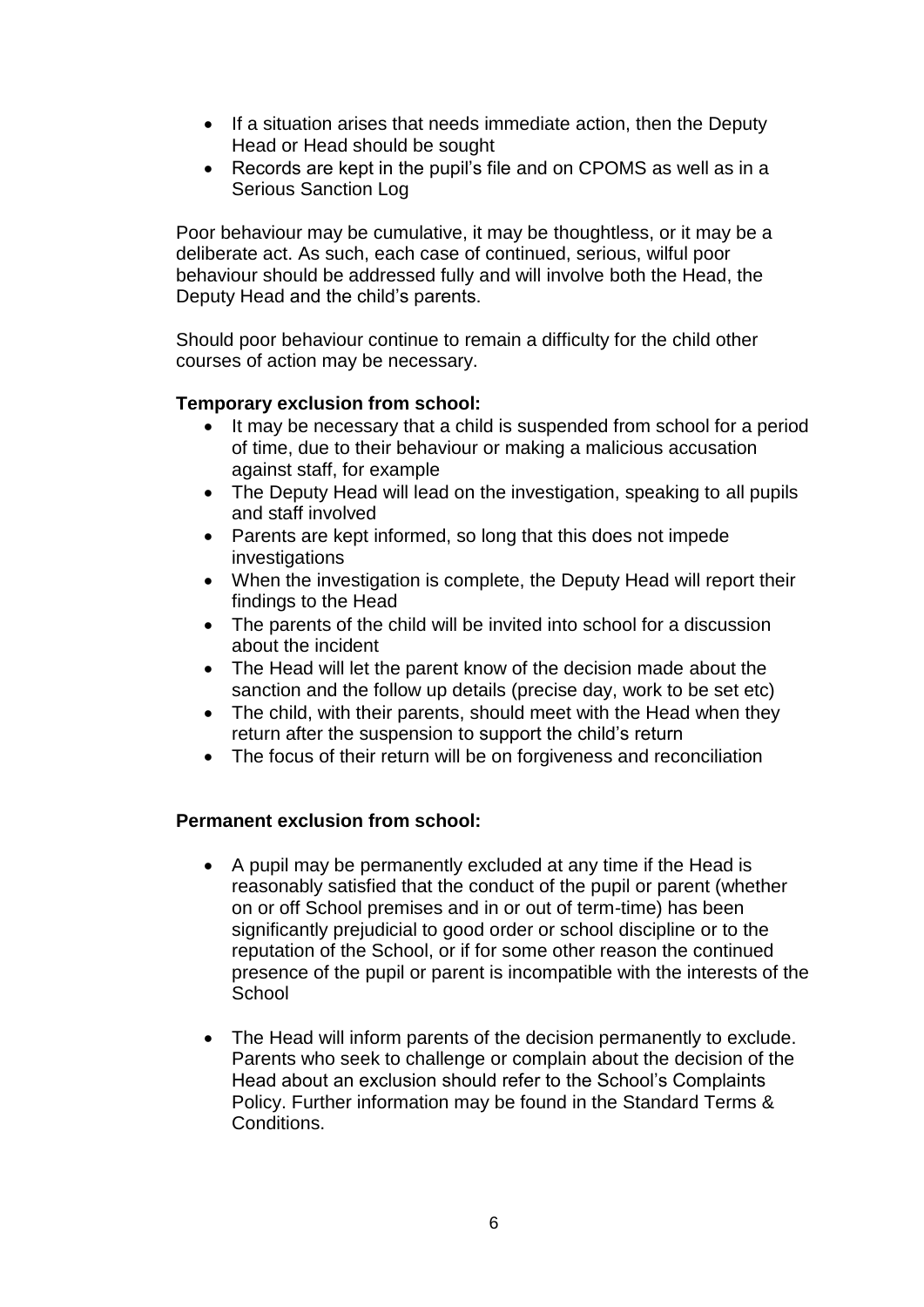- If a situation arises that needs immediate action, then the Deputy Head or Head should be sought
- Records are kept in the pupil's file and on CPOMS as well as in a Serious Sanction Log

Poor behaviour may be cumulative, it may be thoughtless, or it may be a deliberate act. As such, each case of continued, serious, wilful poor behaviour should be addressed fully and will involve both the Head, the Deputy Head and the child's parents.

Should poor behaviour continue to remain a difficulty for the child other courses of action may be necessary.

**Temporary exclusion from school:**

- It may be necessary that a child is suspended from school for a period of time, due to their behaviour or making a malicious accusation against staff, for example
- The Deputy Head will lead on the investigation, speaking to all pupils and staff involved
- Parents are kept informed, so long that this does not impede investigations
- When the investigation is complete, the Deputy Head will report their findings to the Head
- The parents of the child will be invited into school for a discussion about the incident
- The Head will let the parent know of the decision made about the sanction and the follow up details (precise day, work to be set etc)
- The child, with their parents, should meet with the Head when they return after the suspension to support the child's return
- The focus of their return will be on forgiveness and reconciliation

**Permanent exclusion from school:**

- A pupil may be permanently excluded at any time if the Head is reasonably satisfied that the conduct of the pupil or parent (whether on or off School premises and in or out of term-time) has been significantly prejudicial to good order or school discipline or to the reputation of the School, or if for some other reason the continued presence of the pupil or parent is incompatible with the interests of the School

- The Head will inform parents of the decision permanently to exclude. Parents who seek to challenge or complain about the decision of the Head about an exclusion should refer to the School's Complaints Policy. Further information may be found in the Standard Terms & Conditions.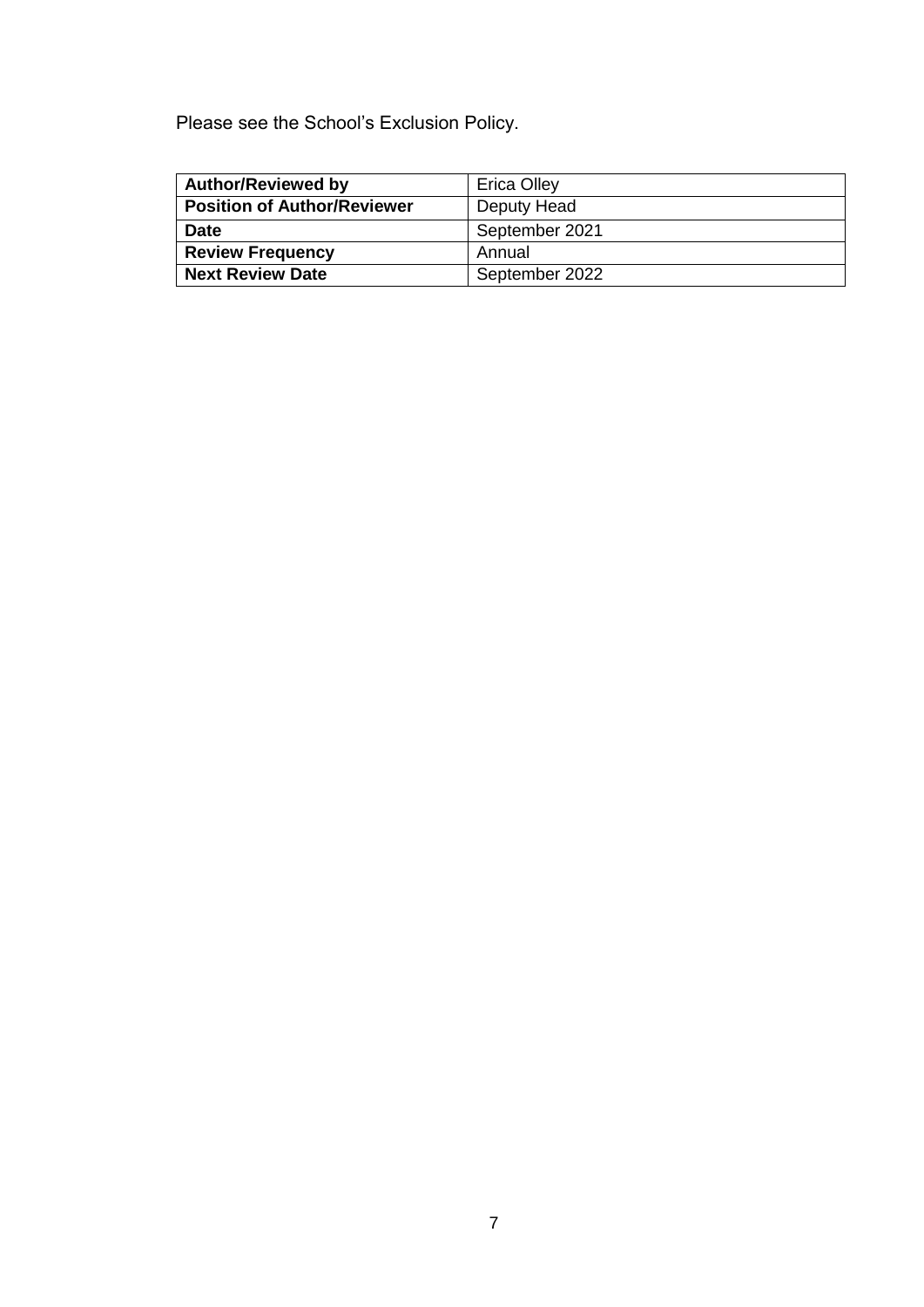Please see the School's Exclusion Policy.

| | |
|---|---|
| **Author/Reviewed by** | Erica Olley |
| **Position of Author/Reviewer** | Deputy Head |
| **Date** | September 2021 |
| **Review Frequency** | Annual |
| **Next Review Date** | September 2022 |